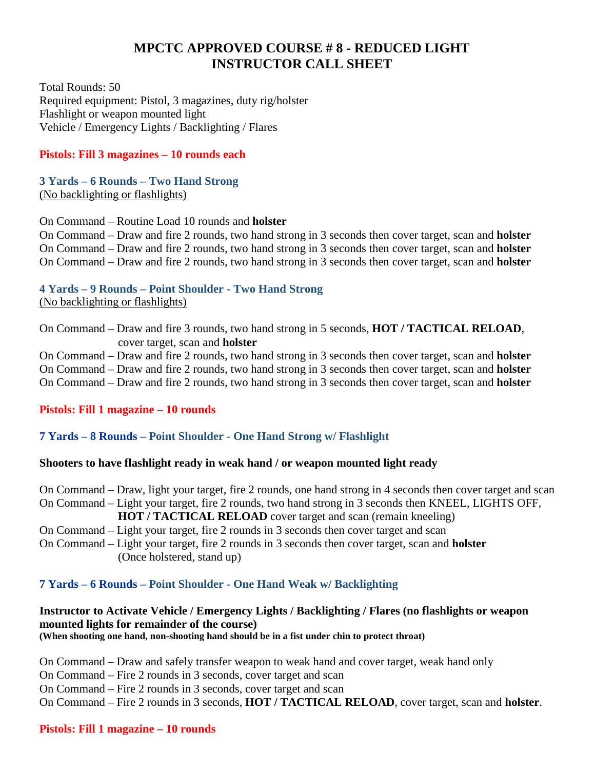# MPCTC APPROVED COURSE # 8 - REDUCED LIGHT
# INSTRUCTOR CALL SHEET

Total Rounds: 50
Required equipment: Pistol, 3 magazines, duty rig/holster
Flashlight or weapon mounted light
Vehicle / Emergency Lights / Backlighting / Flares

**Pistols: Fill 3 magazines – 10 rounds each**

### 3 Yards – 6 Rounds – Two Hand Strong
(No backlighting or flashlights)

On Command – Routine Load 10 rounds and **holster**
On Command – Draw and fire 2 rounds, two hand strong in 3 seconds then cover target, scan and **holster**
On Command – Draw and fire 2 rounds, two hand strong in 3 seconds then cover target, scan and **holster**
On Command – Draw and fire 2 rounds, two hand strong in 3 seconds then cover target, scan and **holster**

### 4 Yards – 9 Rounds – Point Shoulder - Two Hand Strong
(No backlighting or flashlights)

On Command – Draw and fire 3 rounds, two hand strong in 5 seconds, **HOT / TACTICAL RELOAD**, cover target, scan and **holster**
On Command – Draw and fire 2 rounds, two hand strong in 3 seconds then cover target, scan and **holster**
On Command – Draw and fire 2 rounds, two hand strong in 3 seconds then cover target, scan and **holster**
On Command – Draw and fire 2 rounds, two hand strong in 3 seconds then cover target, scan and **holster**

**Pistols: Fill 1 magazine – 10 rounds**

### 7 Yards – 8 Rounds – Point Shoulder - One Hand Strong w/ Flashlight

**Shooters to have flashlight ready in weak hand / or weapon mounted light ready**

On Command – Draw, light your target, fire 2 rounds, one hand strong in 4 seconds then cover target and scan
On Command – Light your target, fire 2 rounds, two hand strong in 3 seconds then KNEEL, LIGHTS OFF, **HOT / TACTICAL RELOAD** cover target and scan (remain kneeling)
On Command – Light your target, fire 2 rounds in 3 seconds then cover target and scan
On Command – Light your target, fire 2 rounds in 3 seconds then cover target, scan and **holster** (Once holstered, stand up)

### 7 Yards – 6 Rounds – Point Shoulder - One Hand Weak w/ Backlighting

**Instructor to Activate Vehicle / Emergency Lights / Backlighting / Flares (no flashlights or weapon mounted lights for remainder of the course)**
**(When shooting one hand, non-shooting hand should be in a fist under chin to protect throat)**

On Command – Draw and safely transfer weapon to weak hand and cover target, weak hand only
On Command – Fire 2 rounds in 3 seconds, cover target and scan
On Command – Fire 2 rounds in 3 seconds, cover target and scan
On Command – Fire 2 rounds in 3 seconds, **HOT / TACTICAL RELOAD**, cover target, scan and **holster**.

**Pistols: Fill 1 magazine – 10 rounds**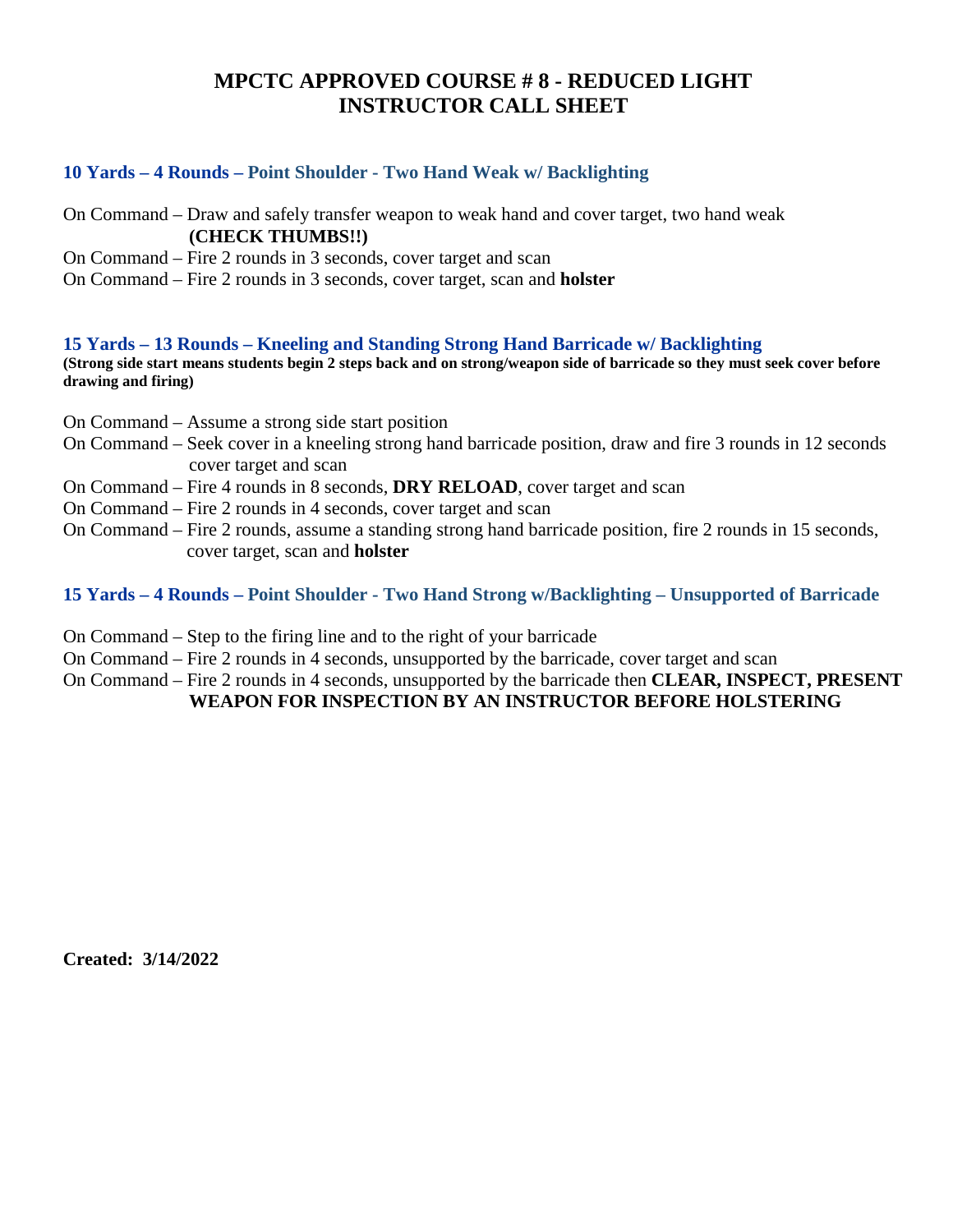# MPCTC APPROVED COURSE # 8 - REDUCED LIGHT
# INSTRUCTOR CALL SHEET

### 10 Yards – 4 Rounds – Point Shoulder - Two Hand Weak w/ Backlighting

On Command – Draw and safely transfer weapon to weak hand and cover target, two hand weak **(CHECK THUMBS!!)**

On Command – Fire 2 rounds in 3 seconds, cover target and scan

On Command – Fire 2 rounds in 3 seconds, cover target, scan and **holster**

### 15 Yards – 13 Rounds – Kneeling and Standing Strong Hand Barricade w/ Backlighting

**(Strong side start means students begin 2 steps back and on strong/weapon side of barricade so they must seek cover before drawing and firing)**

On Command – Assume a strong side start position

On Command – Seek cover in a kneeling strong hand barricade position, draw and fire 3 rounds in 12 seconds cover target and scan

On Command – Fire 4 rounds in 8 seconds, **DRY RELOAD**, cover target and scan

On Command – Fire 2 rounds in 4 seconds, cover target and scan

On Command – Fire 2 rounds, assume a standing strong hand barricade position, fire 2 rounds in 15 seconds, cover target, scan and **holster**

### 15 Yards – 4 Rounds – Point Shoulder - Two Hand Strong w/Backlighting – Unsupported of Barricade

On Command – Step to the firing line and to the right of your barricade

On Command – Fire 2 rounds in 4 seconds, unsupported by the barricade, cover target and scan

On Command – Fire 2 rounds in 4 seconds, unsupported by the barricade then **CLEAR, INSPECT, PRESENT WEAPON FOR INSPECTION BY AN INSTRUCTOR BEFORE HOLSTERING**

**Created: 3/14/2022**